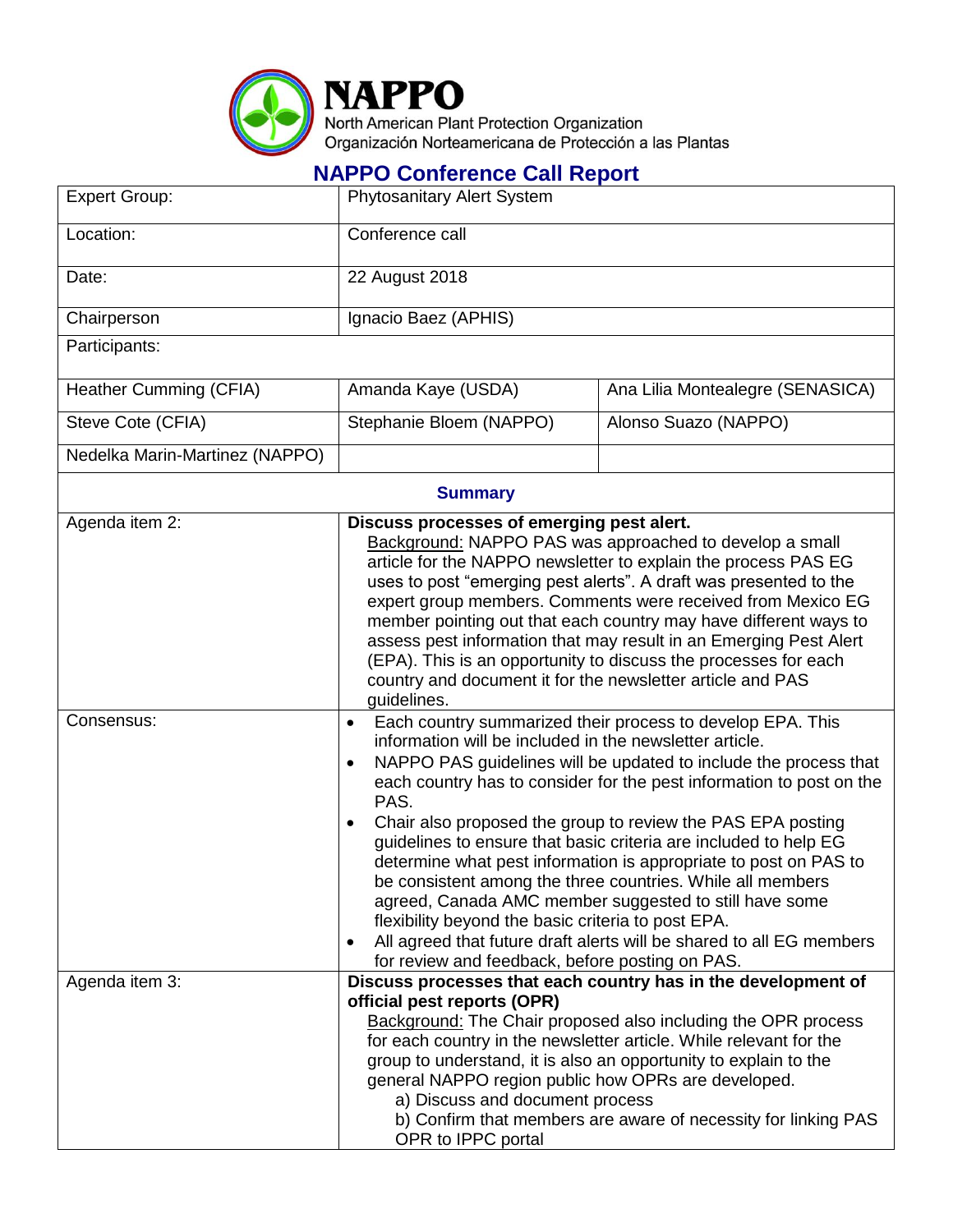# NAPPO

North American Plant Protection Organization
Organización Norteamericana de Protección a las Plantas

## NAPPO Conference Call Report

| Expert Group: | Phytosanitary Alert System | |
|---|---|---|
| Location: | Conference call | |
| Date: | 22 August 2018 | |
| Chairperson | Ignacio Baez (APHIS) | |
| Participants: | | |
| Heather Cumming (CFIA) | Amanda Kaye (USDA) | Ana Lilia Montealegre (SENASICA) |
| Steve Cote (CFIA) | Stephanie Bloem (NAPPO) | Alonso Suazo (NAPPO) |
| Nedelka Marin-Martinez (NAPPO) | | |

**Summary**

| | |
|---|---|
| Agenda item 2: | **Discuss processes of emerging pest alert.**<br>Background: NAPPO PAS was approached to develop a small article for the NAPPO newsletter to explain the process PAS EG uses to post "emerging pest alerts". A draft was presented to the expert group members. Comments were received from Mexico EG member pointing out that each country may have different ways to assess pest information that may result in an Emerging Pest Alert (EPA). This is an opportunity to discuss the processes for each country and document it for the newsletter article and PAS guidelines. |
| Consensus: | • Each country summarized their process to develop EPA. This information will be included in the newsletter article.<br>• NAPPO PAS guidelines will be updated to include the process that each country has to consider for the pest information to post on the PAS.<br>• Chair also proposed the group to review the PAS EPA posting guidelines to ensure that basic criteria are included to help EG determine what pest information is appropriate to post on PAS to be consistent among the three countries. While all members agreed, Canada AMC member suggested to still have some flexibility beyond the basic criteria to post EPA.<br>• All agreed that future draft alerts will be shared to all EG members for review and feedback, before posting on PAS. |
| Agenda item 3: | **Discuss processes that each country has in the development of official pest reports (OPR)**<br>Background: The Chair proposed also including the OPR process for each country in the newsletter article. While relevant for the group to understand, it is also an opportunity to explain to the general NAPPO region public how OPRs are developed.<br>a) Discuss and document process<br>b) Confirm that members are aware of necessity for linking PAS OPR to IPPC portal |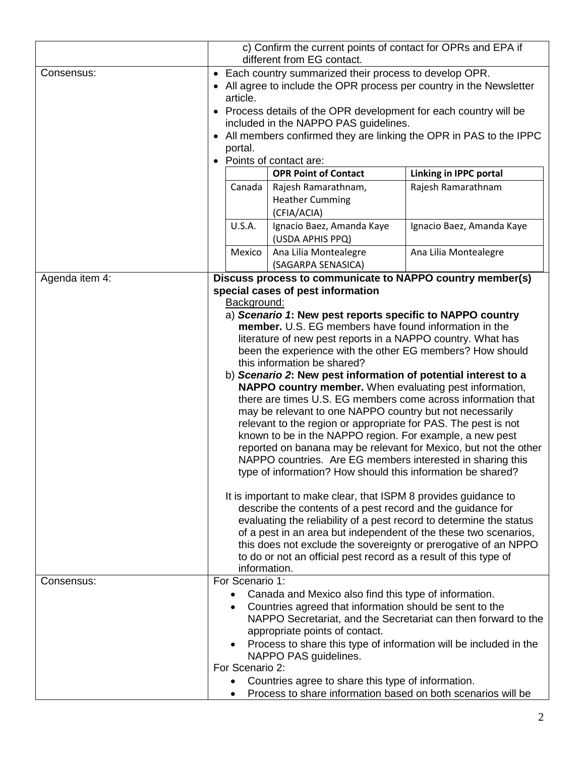| | |
|---|---|
| | c) Confirm the current points of contact for OPRs and EPA if different from EG contact. |
| Consensus: | • Each country summarized their process to develop OPR.<br>• All agree to include the OPR process per country in the Newsletter article.<br>• Process details of the OPR development for each country will be included in the NAPPO PAS guidelines.<br>• All members confirmed they are linking the OPR in PAS to the IPPC portal.<br>• Points of contact are:<br><br>**Country** / **OPR Point of Contact** / **Linking in IPPC portal**<br>Canada / Rajesh Ramarathnam, Heather Cumming (CFIA/ACIA) / Rajesh Ramarathnam<br>U.S.A. / Ignacio Baez, Amanda Kaye (USDA APHIS PPQ) / Ignacio Baez, Amanda Kaye<br>Mexico / Ana Lilia Montealegre (SAGARPA SENASICA) / Ana Lilia Montealegre |
| Agenda item 4: | **Discuss process to communicate to NAPPO country member(s) special cases of pest information**<br>Background:<br>a) ***Scenario 1*: New pest reports specific to NAPPO country member.** U.S. EG members have found information in the literature of new pest reports in a NAPPO country. What has been the experience with the other EG members? How should this information be shared?<br>b) ***Scenario 2*: New pest information of potential interest to a NAPPO country member.** When evaluating pest information, there are times U.S. EG members come across information that may be relevant to one NAPPO country but not necessarily relevant to the region or appropriate for PAS. The pest is not known to be in the NAPPO region. For example, a new pest reported on banana may be relevant for Mexico, but not the other NAPPO countries. Are EG members interested in sharing this type of information? How should this information be shared?<br><br>It is important to make clear, that ISPM 8 provides guidance to describe the contents of a pest record and the guidance for evaluating the reliability of a pest record to determine the status of a pest in an area but independent of the these two scenarios, this does not exclude the sovereignty or prerogative of an NPPO to do or not an official pest record as a result of this type of information. |
| Consensus: | For Scenario 1:<br>• Canada and Mexico also find this type of information.<br>• Countries agreed that information should be sent to the NAPPO Secretariat, and the Secretariat can then forward to the appropriate points of contact.<br>• Process to share this type of information will be included in the NAPPO PAS guidelines.<br>For Scenario 2:<br>• Countries agree to share this type of information.<br>• Process to share information based on both scenarios will be |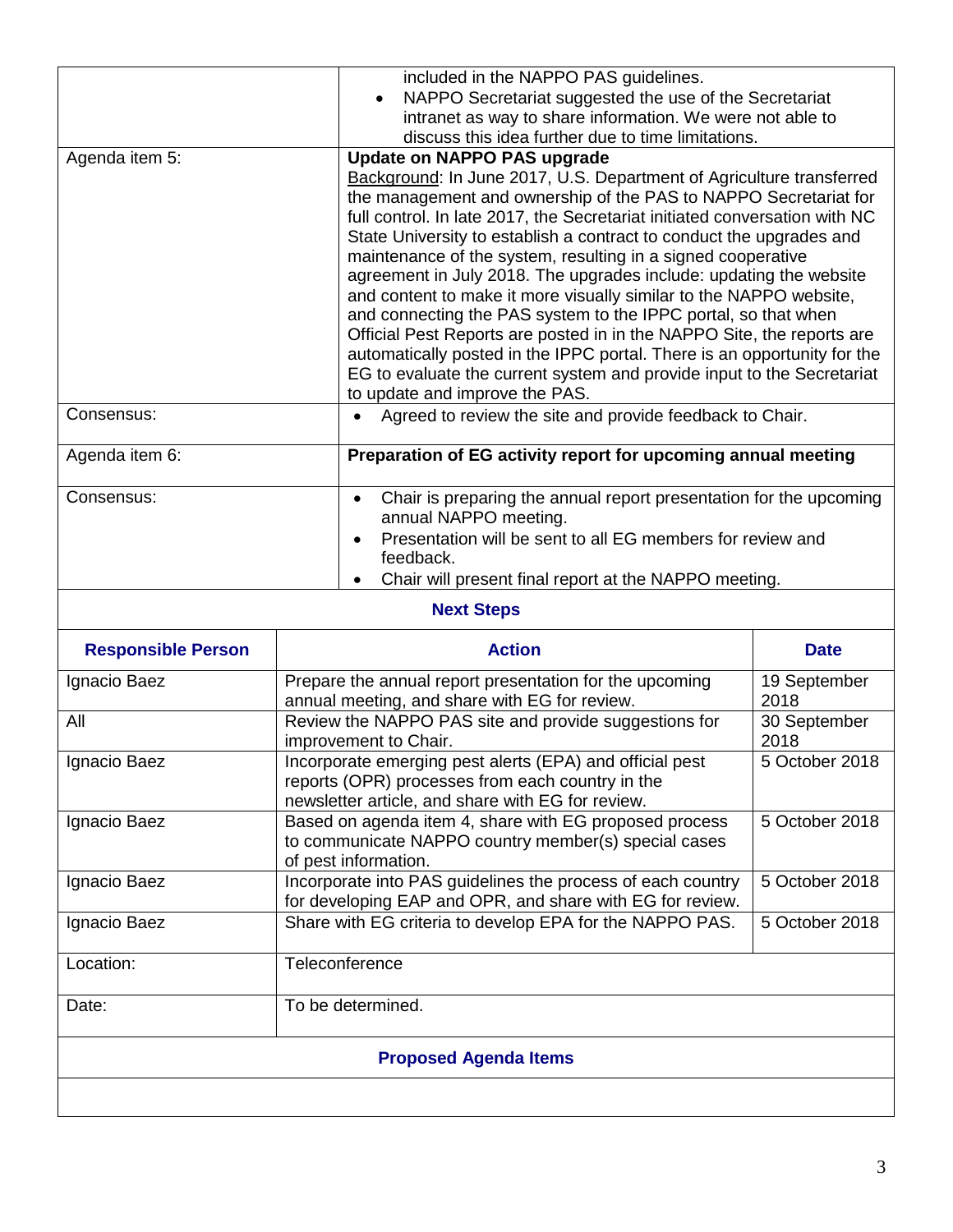| | |
|---|---|
| | included in the NAPPO PAS guidelines. <br>• NAPPO Secretariat suggested the use of the Secretariat intranet as way to share information. We were not able to discuss this idea further due to time limitations. |
| Agenda item 5: | **Update on NAPPO PAS upgrade**<br>Background: In June 2017, U.S. Department of Agriculture transferred the management and ownership of the PAS to NAPPO Secretariat for full control. In late 2017, the Secretariat initiated conversation with NC State University to establish a contract to conduct the upgrades and maintenance of the system, resulting in a signed cooperative agreement in July 2018. The upgrades include: updating the website and content to make it more visually similar to the NAPPO website, and connecting the PAS system to the IPPC portal, so that when Official Pest Reports are posted in in the NAPPO Site, the reports are automatically posted in the IPPC portal. There is an opportunity for the EG to evaluate the current system and provide input to the Secretariat to update and improve the PAS. |
| Consensus: | • Agreed to review the site and provide feedback to Chair. |
| Agenda item 6: | **Preparation of EG activity report for upcoming annual meeting** |
| Consensus: | • Chair is preparing the annual report presentation for the upcoming annual NAPPO meeting.<br>• Presentation will be sent to all EG members for review and feedback.<br>• Chair will present final report at the NAPPO meeting. |

**Next Steps**

| Responsible Person | Action | Date |
|---|---|---|
| Ignacio Baez | Prepare the annual report presentation for the upcoming annual meeting, and share with EG for review. | 19 September 2018 |
| All | Review the NAPPO PAS site and provide suggestions for improvement to Chair. | 30 September 2018 |
| Ignacio Baez | Incorporate emerging pest alerts (EPA) and official pest reports (OPR) processes from each country in the newsletter article, and share with EG for review. | 5 October 2018 |
| Ignacio Baez | Based on agenda item 4, share with EG proposed process to communicate NAPPO country member(s) special cases of pest information. | 5 October 2018 |
| Ignacio Baez | Incorporate into PAS guidelines the process of each country for developing EAP and OPR, and share with EG for review. | 5 October 2018 |
| Ignacio Baez | Share with EG criteria to develop EPA for the NAPPO PAS. | 5 October 2018 |
| Location: | Teleconference | |
| Date: | To be determined. | |

**Proposed Agenda Items**